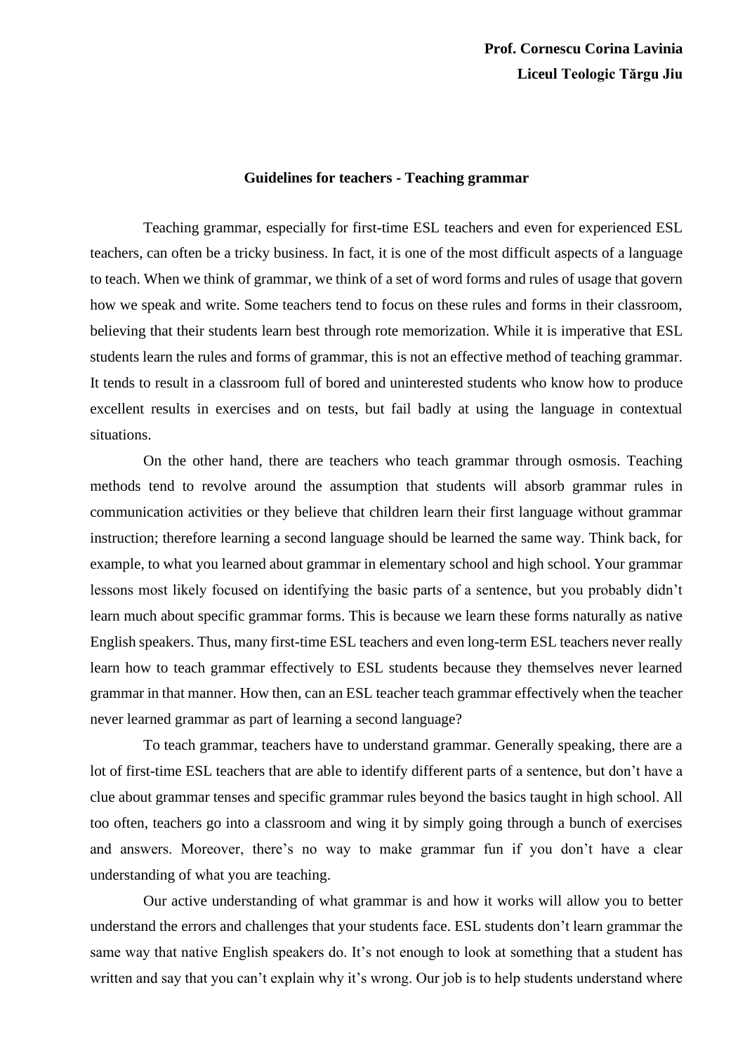**Prof. Cornescu Corina Lavinia**

**Liceul Teologic Tărgu Jiu**

## Guidelines for teachers - Teaching grammar

Teaching grammar, especially for first-time ESL teachers and even for experienced ESL teachers, can often be a tricky business. In fact, it is one of the most difficult aspects of a language to teach. When we think of grammar, we think of a set of word forms and rules of usage that govern how we speak and write. Some teachers tend to focus on these rules and forms in their classroom, believing that their students learn best through rote memorization. While it is imperative that ESL students learn the rules and forms of grammar, this is not an effective method of teaching grammar. It tends to result in a classroom full of bored and uninterested students who know how to produce excellent results in exercises and on tests, but fail badly at using the language in contextual situations.

On the other hand, there are teachers who teach grammar through osmosis. Teaching methods tend to revolve around the assumption that students will absorb grammar rules in communication activities or they believe that children learn their first language without grammar instruction; therefore learning a second language should be learned the same way. Think back, for example, to what you learned about grammar in elementary school and high school. Your grammar lessons most likely focused on identifying the basic parts of a sentence, but you probably didn't learn much about specific grammar forms. This is because we learn these forms naturally as native English speakers. Thus, many first-time ESL teachers and even long-term ESL teachers never really learn how to teach grammar effectively to ESL students because they themselves never learned grammar in that manner. How then, can an ESL teacher teach grammar effectively when the teacher never learned grammar as part of learning a second language?

To teach grammar, teachers have to understand grammar. Generally speaking, there are a lot of first-time ESL teachers that are able to identify different parts of a sentence, but don't have a clue about grammar tenses and specific grammar rules beyond the basics taught in high school. All too often, teachers go into a classroom and wing it by simply going through a bunch of exercises and answers. Moreover, there's no way to make grammar fun if you don't have a clear understanding of what you are teaching.

Our active understanding of what grammar is and how it works will allow you to better understand the errors and challenges that your students face. ESL students don't learn grammar the same way that native English speakers do. It's not enough to look at something that a student has written and say that you can't explain why it's wrong. Our job is to help students understand where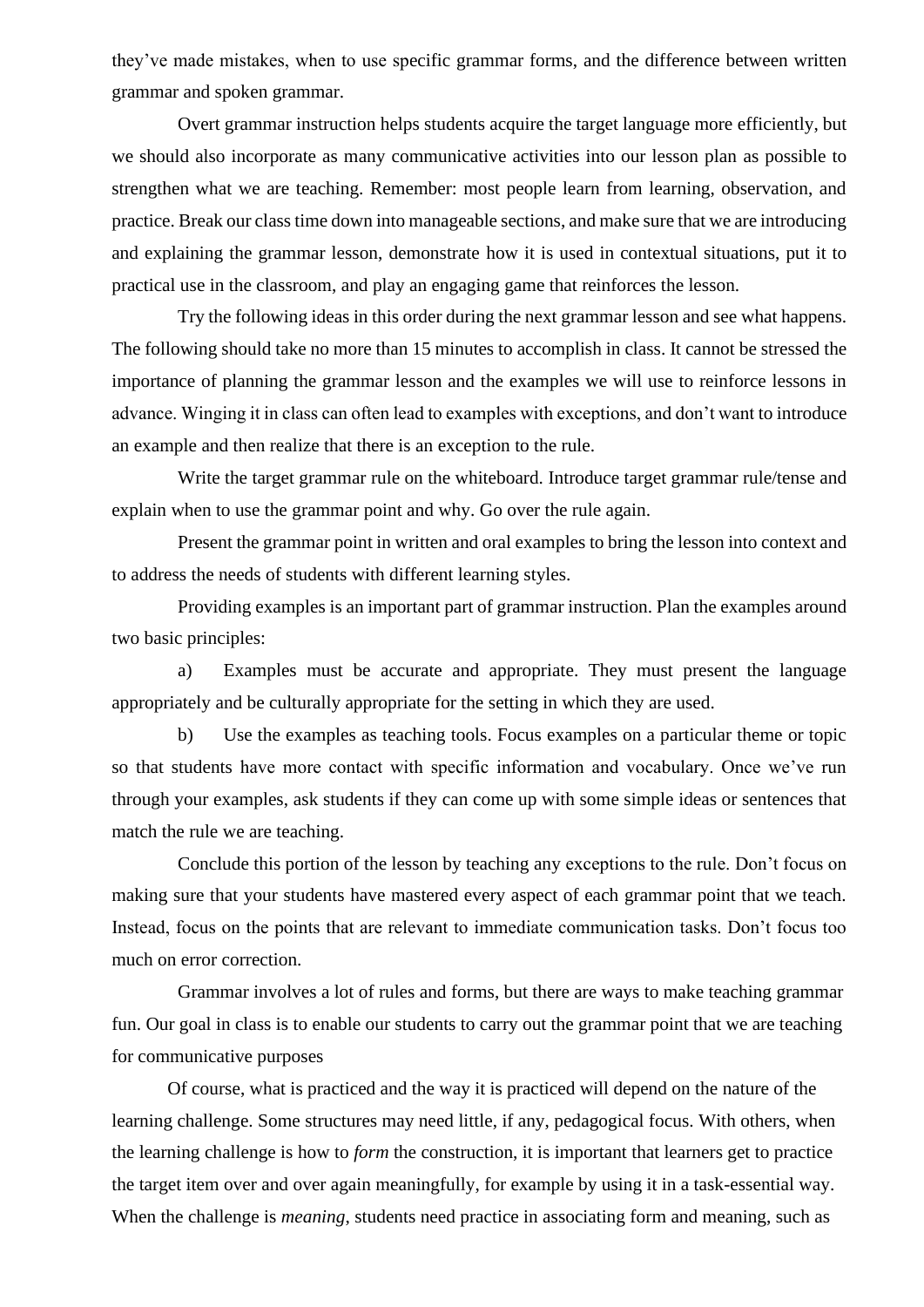they've made mistakes, when to use specific grammar forms, and the difference between written grammar and spoken grammar.

Overt grammar instruction helps students acquire the target language more efficiently, but we should also incorporate as many communicative activities into our lesson plan as possible to strengthen what we are teaching. Remember: most people learn from learning, observation, and practice. Break our class time down into manageable sections, and make sure that we are introducing and explaining the grammar lesson, demonstrate how it is used in contextual situations, put it to practical use in the classroom, and play an engaging game that reinforces the lesson.

Try the following ideas in this order during the next grammar lesson and see what happens. The following should take no more than 15 minutes to accomplish in class. It cannot be stressed the importance of planning the grammar lesson and the examples we will use to reinforce lessons in advance. Winging it in class can often lead to examples with exceptions, and don't want to introduce an example and then realize that there is an exception to the rule.

Write the target grammar rule on the whiteboard. Introduce target grammar rule/tense and explain when to use the grammar point and why. Go over the rule again.

Present the grammar point in written and oral examples to bring the lesson into context and to address the needs of students with different learning styles.

Providing examples is an important part of grammar instruction. Plan the examples around two basic principles:

a) Examples must be accurate and appropriate. They must present the language appropriately and be culturally appropriate for the setting in which they are used.

b) Use the examples as teaching tools. Focus examples on a particular theme or topic so that students have more contact with specific information and vocabulary. Once we've run through your examples, ask students if they can come up with some simple ideas or sentences that match the rule we are teaching.

Conclude this portion of the lesson by teaching any exceptions to the rule. Don't focus on making sure that your students have mastered every aspect of each grammar point that we teach. Instead, focus on the points that are relevant to immediate communication tasks. Don't focus too much on error correction.

Grammar involves a lot of rules and forms, but there are ways to make teaching grammar fun. Our goal in class is to enable our students to carry out the grammar point that we are teaching for communicative purposes

Of course, what is practiced and the way it is practiced will depend on the nature of the learning challenge. Some structures may need little, if any, pedagogical focus. With others, when the learning challenge is how to *form* the construction, it is important that learners get to practice the target item over and over again meaningfully, for example by using it in a task-essential way. When the challenge is *meaning*, students need practice in associating form and meaning, such as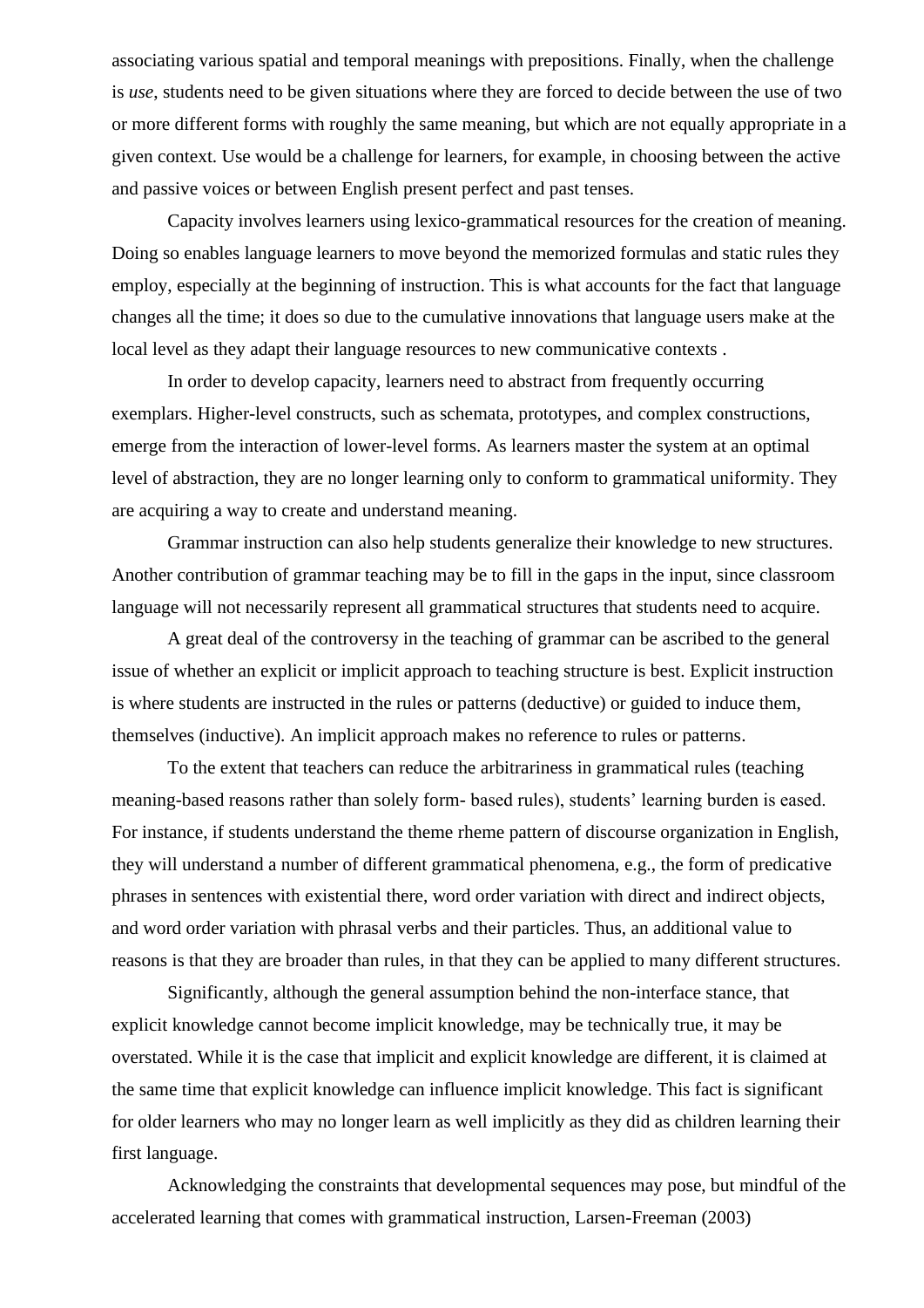associating various spatial and temporal meanings with prepositions. Finally, when the challenge is *use*, students need to be given situations where they are forced to decide between the use of two or more different forms with roughly the same meaning, but which are not equally appropriate in a given context. Use would be a challenge for learners, for example, in choosing between the active and passive voices or between English present perfect and past tenses.

Capacity involves learners using lexico-grammatical resources for the creation of meaning. Doing so enables language learners to move beyond the memorized formulas and static rules they employ, especially at the beginning of instruction. This is what accounts for the fact that language changes all the time; it does so due to the cumulative innovations that language users make at the local level as they adapt their language resources to new communicative contexts .

In order to develop capacity, learners need to abstract from frequently occurring exemplars. Higher-level constructs, such as schemata, prototypes, and complex constructions, emerge from the interaction of lower-level forms. As learners master the system at an optimal level of abstraction, they are no longer learning only to conform to grammatical uniformity. They are acquiring a way to create and understand meaning.

Grammar instruction can also help students generalize their knowledge to new structures. Another contribution of grammar teaching may be to fill in the gaps in the input, since classroom language will not necessarily represent all grammatical structures that students need to acquire.

A great deal of the controversy in the teaching of grammar can be ascribed to the general issue of whether an explicit or implicit approach to teaching structure is best. Explicit instruction is where students are instructed in the rules or patterns (deductive) or guided to induce them, themselves (inductive). An implicit approach makes no reference to rules or patterns.

To the extent that teachers can reduce the arbitrariness in grammatical rules (teaching meaning-based reasons rather than solely form- based rules), students' learning burden is eased. For instance, if students understand the theme rheme pattern of discourse organization in English, they will understand a number of different grammatical phenomena, e.g., the form of predicative phrases in sentences with existential there, word order variation with direct and indirect objects, and word order variation with phrasal verbs and their particles. Thus, an additional value to reasons is that they are broader than rules, in that they can be applied to many different structures.

Significantly, although the general assumption behind the non-interface stance, that explicit knowledge cannot become implicit knowledge, may be technically true, it may be overstated. While it is the case that implicit and explicit knowledge are different, it is claimed at the same time that explicit knowledge can influence implicit knowledge. This fact is significant for older learners who may no longer learn as well implicitly as they did as children learning their first language.

Acknowledging the constraints that developmental sequences may pose, but mindful of the accelerated learning that comes with grammatical instruction, Larsen-Freeman (2003)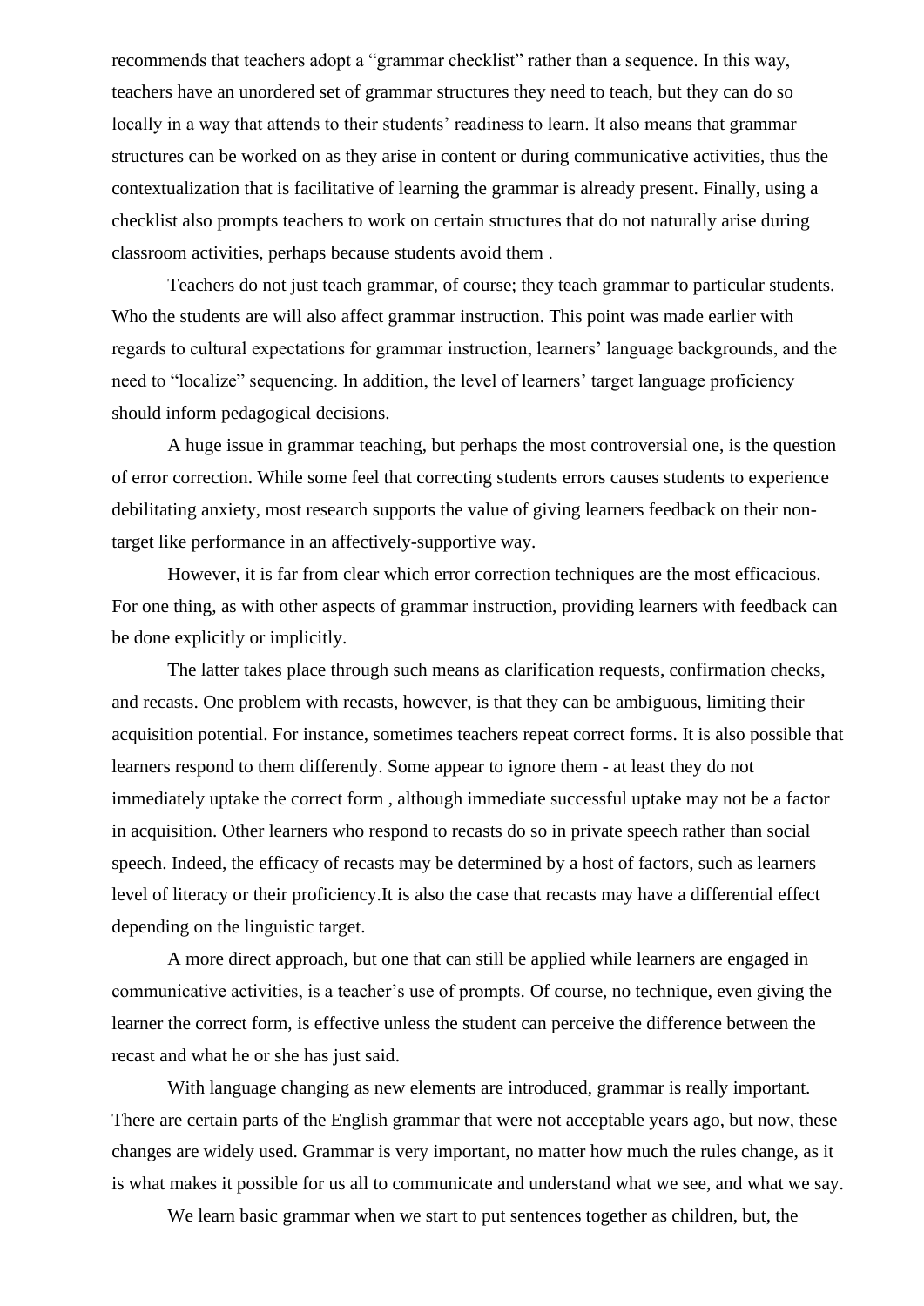recommends that teachers adopt a “grammar checklist” rather than a sequence. In this way, teachers have an unordered set of grammar structures they need to teach, but they can do so locally in a way that attends to their students’ readiness to learn. It also means that grammar structures can be worked on as they arise in content or during communicative activities, thus the contextualization that is facilitative of learning the grammar is already present. Finally, using a checklist also prompts teachers to work on certain structures that do not naturally arise during classroom activities, perhaps because students avoid them .

Teachers do not just teach grammar, of course; they teach grammar to particular students. Who the students are will also affect grammar instruction. This point was made earlier with regards to cultural expectations for grammar instruction, learners’ language backgrounds, and the need to “localize” sequencing. In addition, the level of learners’ target language proficiency should inform pedagogical decisions.

A huge issue in grammar teaching, but perhaps the most controversial one, is the question of error correction. While some feel that correcting students errors causes students to experience debilitating anxiety, most research supports the value of giving learners feedback on their non-target like performance in an affectively-supportive way.

However, it is far from clear which error correction techniques are the most efficacious. For one thing, as with other aspects of grammar instruction, providing learners with feedback can be done explicitly or implicitly.

The latter takes place through such means as clarification requests, confirmation checks, and recasts. One problem with recasts, however, is that they can be ambiguous, limiting their acquisition potential. For instance, sometimes teachers repeat correct forms. It is also possible that learners respond to them differently. Some appear to ignore them - at least they do not immediately uptake the correct form , although immediate successful uptake may not be a factor in acquisition. Other learners who respond to recasts do so in private speech rather than social speech. Indeed, the efficacy of recasts may be determined by a host of factors, such as learners level of literacy or their proficiency.It is also the case that recasts may have a differential effect depending on the linguistic target.

A more direct approach, but one that can still be applied while learners are engaged in communicative activities, is a teacher’s use of prompts. Of course, no technique, even giving the learner the correct form, is effective unless the student can perceive the difference between the recast and what he or she has just said.

With language changing as new elements are introduced, grammar is really important. There are certain parts of the English grammar that were not acceptable years ago, but now, these changes are widely used. Grammar is very important, no matter how much the rules change, as it is what makes it possible for us all to communicate and understand what we see, and what we say.

We learn basic grammar when we start to put sentences together as children, but, the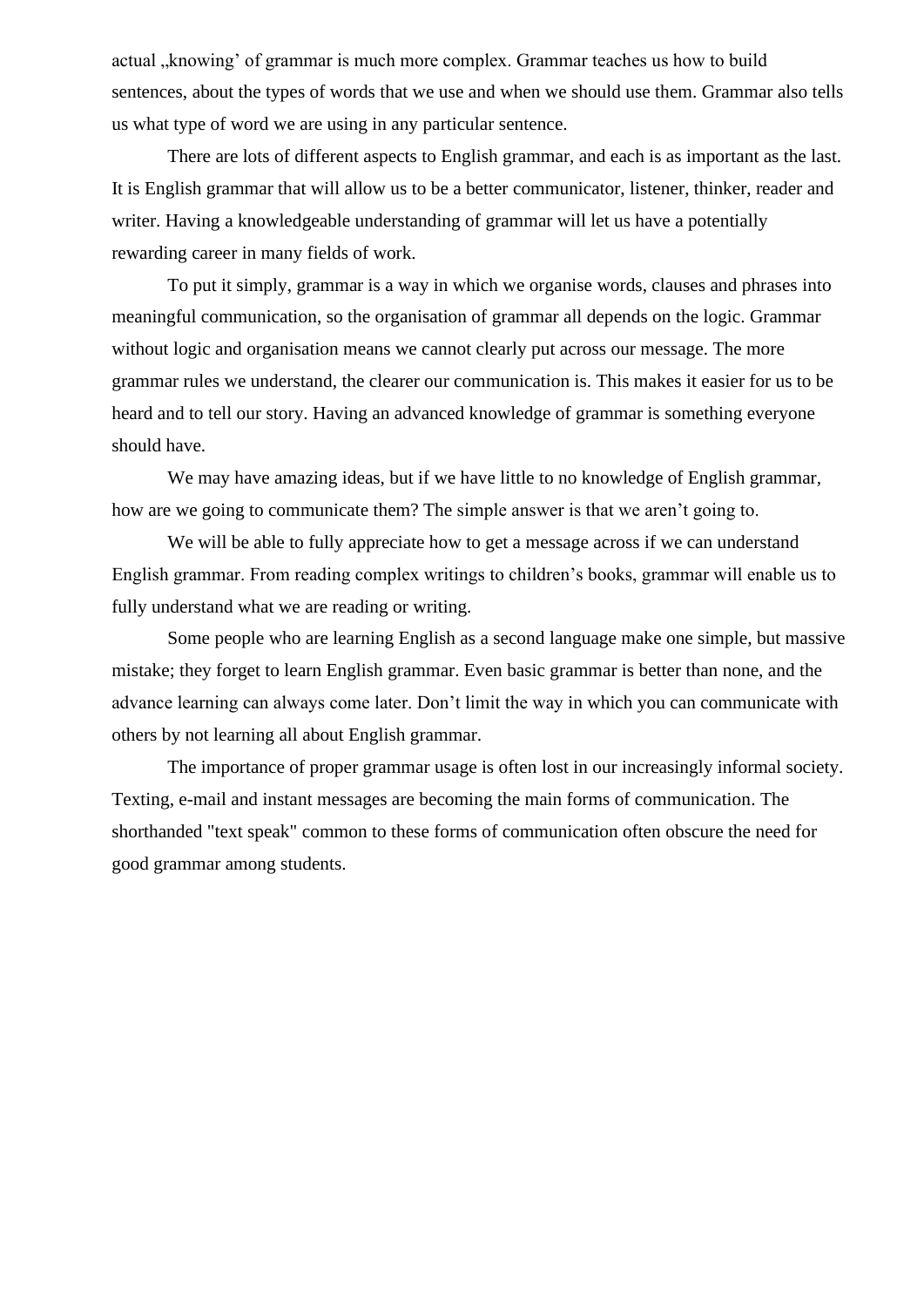actual „knowing' of grammar is much more complex. Grammar teaches us how to build sentences, about the types of words that we use and when we should use them. Grammar also tells us what type of word we are using in any particular sentence.

There are lots of different aspects to English grammar, and each is as important as the last. It is English grammar that will allow us to be a better communicator, listener, thinker, reader and writer. Having a knowledgeable understanding of grammar will let us have a potentially rewarding career in many fields of work.

To put it simply, grammar is a way in which we organise words, clauses and phrases into meaningful communication, so the organisation of grammar all depends on the logic. Grammar without logic and organisation means we cannot clearly put across our message. The more grammar rules we understand, the clearer our communication is. This makes it easier for us to be heard and to tell our story. Having an advanced knowledge of grammar is something everyone should have.

We may have amazing ideas, but if we have little to no knowledge of English grammar, how are we going to communicate them? The simple answer is that we aren't going to.

We will be able to fully appreciate how to get a message across if we can understand English grammar. From reading complex writings to children's books, grammar will enable us to fully understand what we are reading or writing.

Some people who are learning English as a second language make one simple, but massive mistake; they forget to learn English grammar. Even basic grammar is better than none, and the advance learning can always come later. Don't limit the way in which you can communicate with others by not learning all about English grammar.

The importance of proper grammar usage is often lost in our increasingly informal society. Texting, e-mail and instant messages are becoming the main forms of communication. The shorthanded "text speak" common to these forms of communication often obscure the need for good grammar among students.